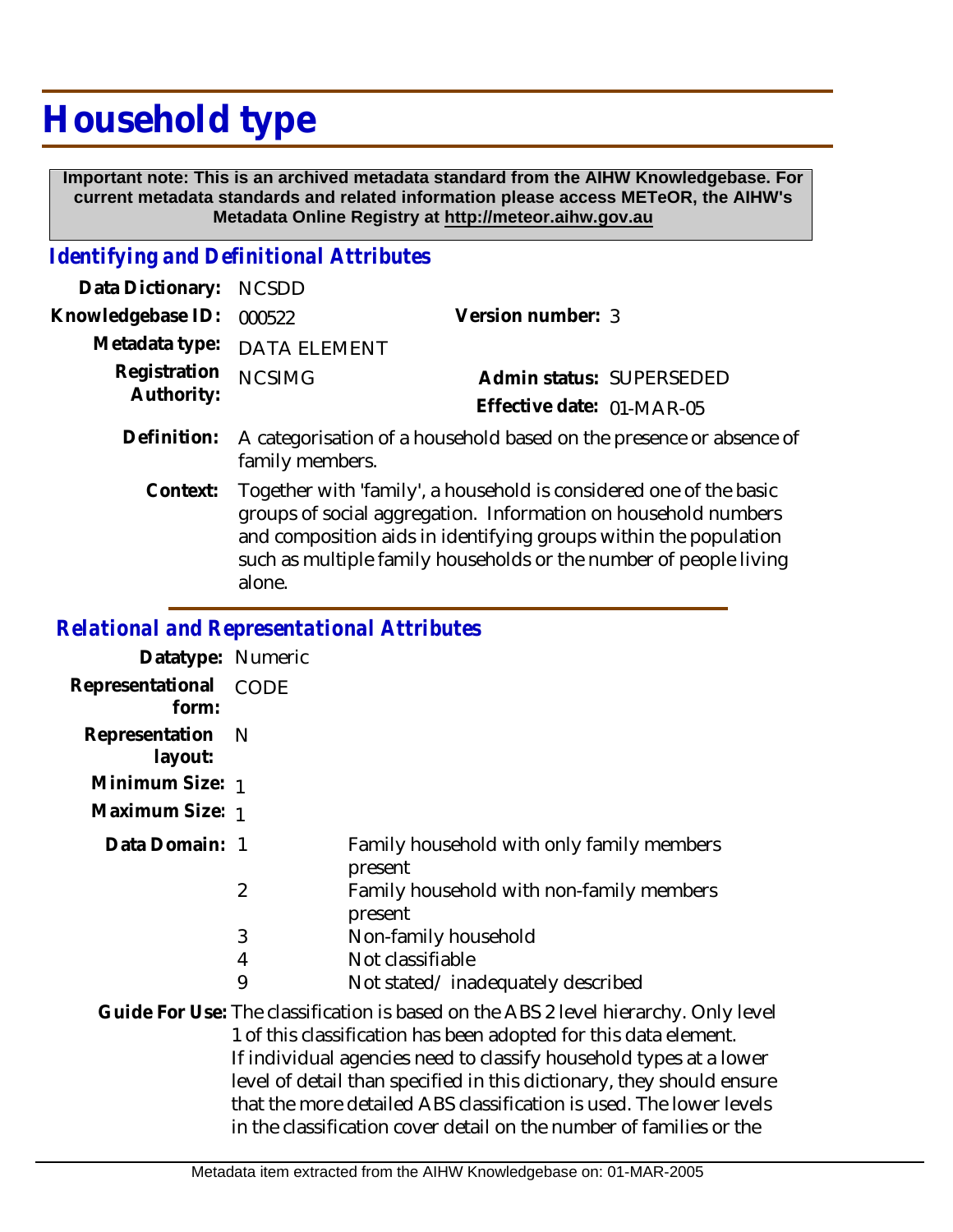# Household type

**Important note: This is an archived metadata standard from the AIHW Knowledgebase. For current metadata standards and related information please access METeOR, the AIHW's Metadata Online Registry at http://meteor.aihw.gov.au**

## *Identifying and Definitional Attributes*

| | | | |
|---|---|---|---|
| **Data Dictionary:** | NCSDD | | |
| **Knowledgebase ID:** | 000522 | **Version number:** | 3 |
| **Metadata type:** | DATA ELEMENT | | |
| **Registration Authority:** | NCSIMG | **Admin status:** | SUPERSEDED |
| | | **Effective date:** | 01-MAR-05 |

**Definition:** A categorisation of a household based on the presence or absence of family members.

**Context:** Together with 'family', a household is considered one of the basic groups of social aggregation. Information on household numbers and composition aids in identifying groups within the population such as multiple family households or the number of people living alone.

## *Relational and Representational Attributes*

**Datatype:** Numeric

**Representational form:** CODE

**Representation layout:** N

**Minimum Size:** 1

**Maximum Size:** 1

**Data Domain:**

| Code | Description |
|---|---|
| 1 | Family household with only family members present |
| 2 | Family household with non-family members present |
| 3 | Non-family household |
| 4 | Not classifiable |
| 9 | Not stated/ inadequately described |

**Guide For Use:** The classification is based on the ABS 2 level hierarchy. Only level 1 of this classification has been adopted for this data element. If individual agencies need to classify household types at a lower level of detail than specified in this dictionary, they should ensure that the more detailed ABS classification is used. The lower levels in the classification cover detail on the number of families or the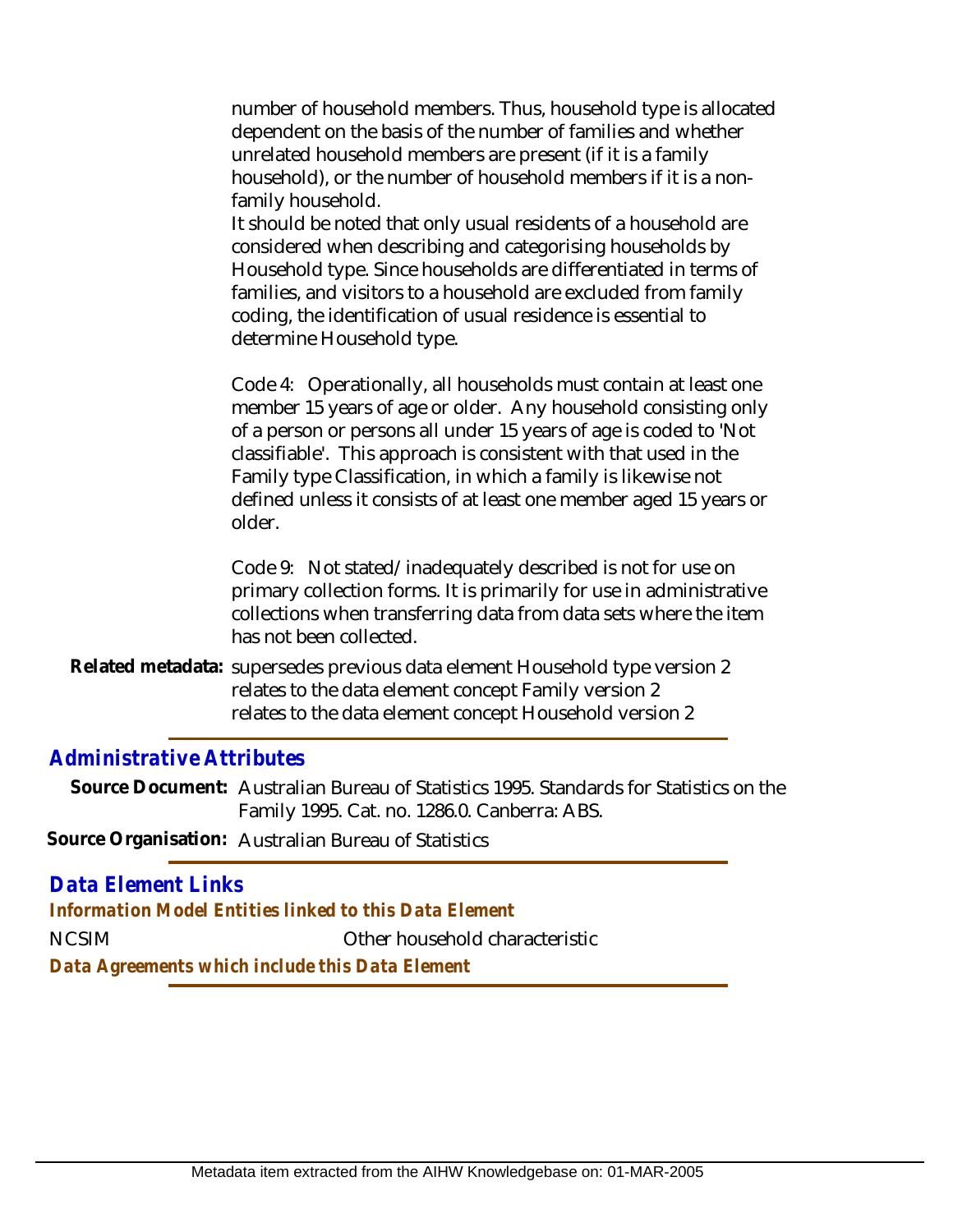number of household members. Thus, household type is allocated dependent on the basis of the number of families and whether unrelated household members are present (if it is a family household), or the number of household members if it is a non-family household.

It should be noted that only usual residents of a household are considered when describing and categorising households by Household type. Since households are differentiated in terms of families, and visitors to a household are excluded from family coding, the identification of usual residence is essential to determine Household type.

Code 4: Operationally, all households must contain at least one member 15 years of age or older. Any household consisting only of a person or persons all under 15 years of age is coded to 'Not classifiable'. This approach is consistent with that used in the Family type Classification, in which a family is likewise not defined unless it consists of at least one member aged 15 years or older.

Code 9: Not stated/inadequately described is not for use on primary collection forms. It is primarily for use in administrative collections when transferring data from data sets where the item has not been collected.

**Related metadata:** supersedes previous data element Household type version 2
relates to the data element concept Family version 2
relates to the data element concept Household version 2

## Administrative Attributes

**Source Document:** Australian Bureau of Statistics 1995. Standards for Statistics on the Family 1995. Cat. no. 1286.0. Canberra: ABS.

**Source Organisation:** Australian Bureau of Statistics

## Data Element Links

*Information Model Entities linked to this Data Element*

NCSIM Other household characteristic

*Data Agreements which include this Data Element*